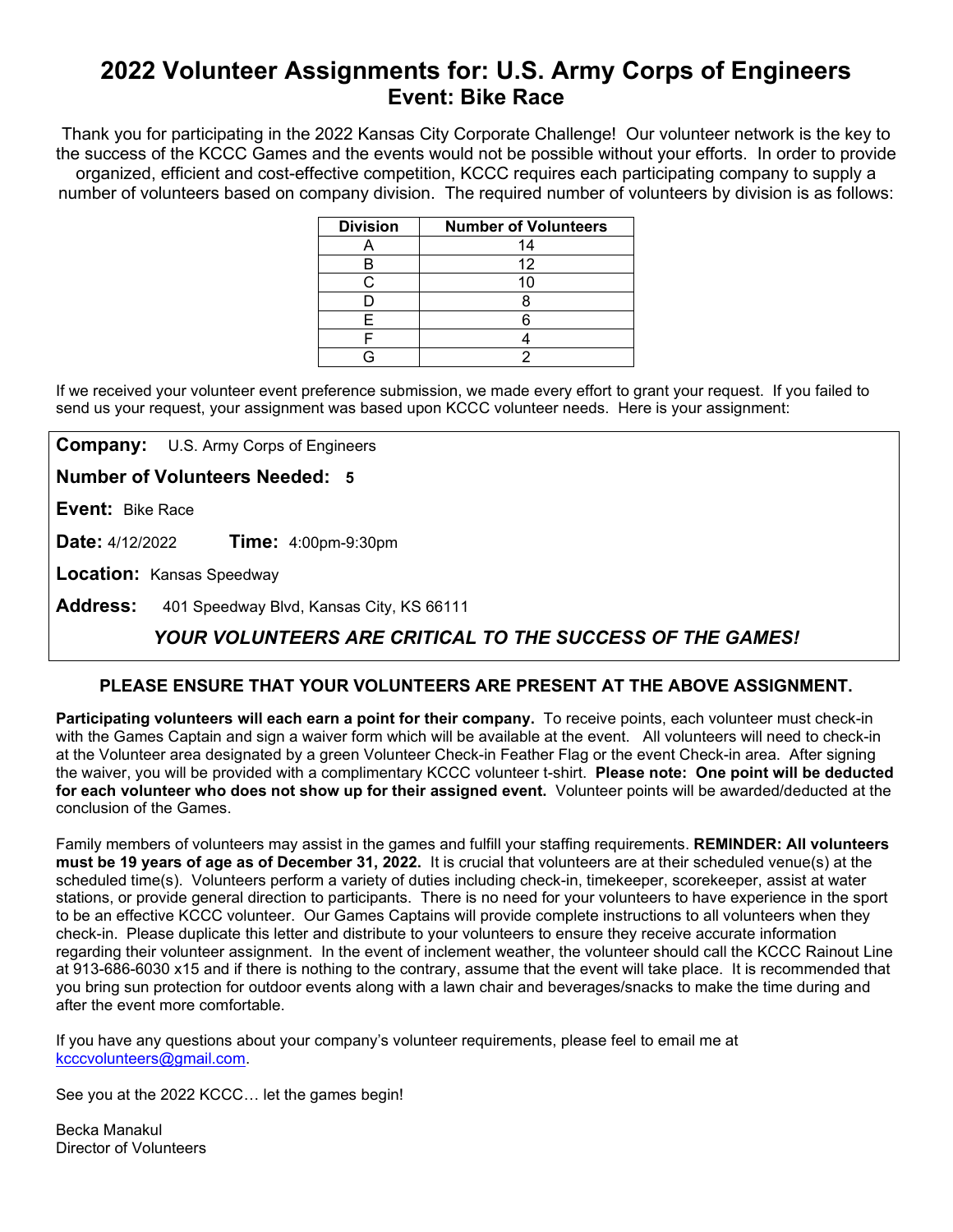# 2022 Volunteer Assignments for: U.S. Army Corps of Engineers

## Event: Bike Race

Thank you for participating in the 2022 Kansas City Corporate Challenge! Our volunteer network is the key to the success of the KCCC Games and the events would not be possible without your efforts. In order to provide organized, efficient and cost-effective competition, KCCC requires each participating company to supply a number of volunteers based on company division. The required number of volunteers by division is as follows:

| Division | Number of Volunteers |
|---|---|
| A | 14 |
| B | 12 |
| C | 10 |
| D | 8 |
| E | 6 |
| F | 4 |
| G | 2 |

If we received your volunteer event preference submission, we made every effort to grant your request. If you failed to send us your request, your assignment was based upon KCCC volunteer needs. Here is your assignment:

**Company:** U.S. Army Corps of Engineers

**Number of Volunteers Needed:** **5**

**Event:** Bike Race

**Date:** 4/12/2022 **Time:** 4:00pm-9:30pm

**Location:** Kansas Speedway

**Address:** 401 Speedway Blvd, Kansas City, KS 66111

***YOUR VOLUNTEERS ARE CRITICAL TO THE SUCCESS OF THE GAMES!***

**PLEASE ENSURE THAT YOUR VOLUNTEERS ARE PRESENT AT THE ABOVE ASSIGNMENT.**

**Participating volunteers will each earn a point for their company.** To receive points, each volunteer must check-in with the Games Captain and sign a waiver form which will be available at the event. All volunteers will need to check-in at the Volunteer area designated by a green Volunteer Check-in Feather Flag or the event Check-in area. After signing the waiver, you will be provided with a complimentary KCCC volunteer t-shirt. **Please note: One point will be deducted for each volunteer who does not show up for their assigned event.** Volunteer points will be awarded/deducted at the conclusion of the Games.

Family members of volunteers may assist in the games and fulfill your staffing requirements. **REMINDER: All volunteers must be 19 years of age as of December 31, 2022.** It is crucial that volunteers are at their scheduled venue(s) at the scheduled time(s). Volunteers perform a variety of duties including check-in, timekeeper, scorekeeper, assist at water stations, or provide general direction to participants. There is no need for your volunteers to have experience in the sport to be an effective KCCC volunteer. Our Games Captains will provide complete instructions to all volunteers when they check-in. Please duplicate this letter and distribute to your volunteers to ensure they receive accurate information regarding their volunteer assignment. In the event of inclement weather, the volunteer should call the KCCC Rainout Line at 913-686-6030 x15 and if there is nothing to the contrary, assume that the event will take place. It is recommended that you bring sun protection for outdoor events along with a lawn chair and beverages/snacks to make the time during and after the event more comfortable.

If you have any questions about your company's volunteer requirements, please feel to email me at kcccvolunteers@gmail.com.

See you at the 2022 KCCC… let the games begin!

Becka Manakul
Director of Volunteers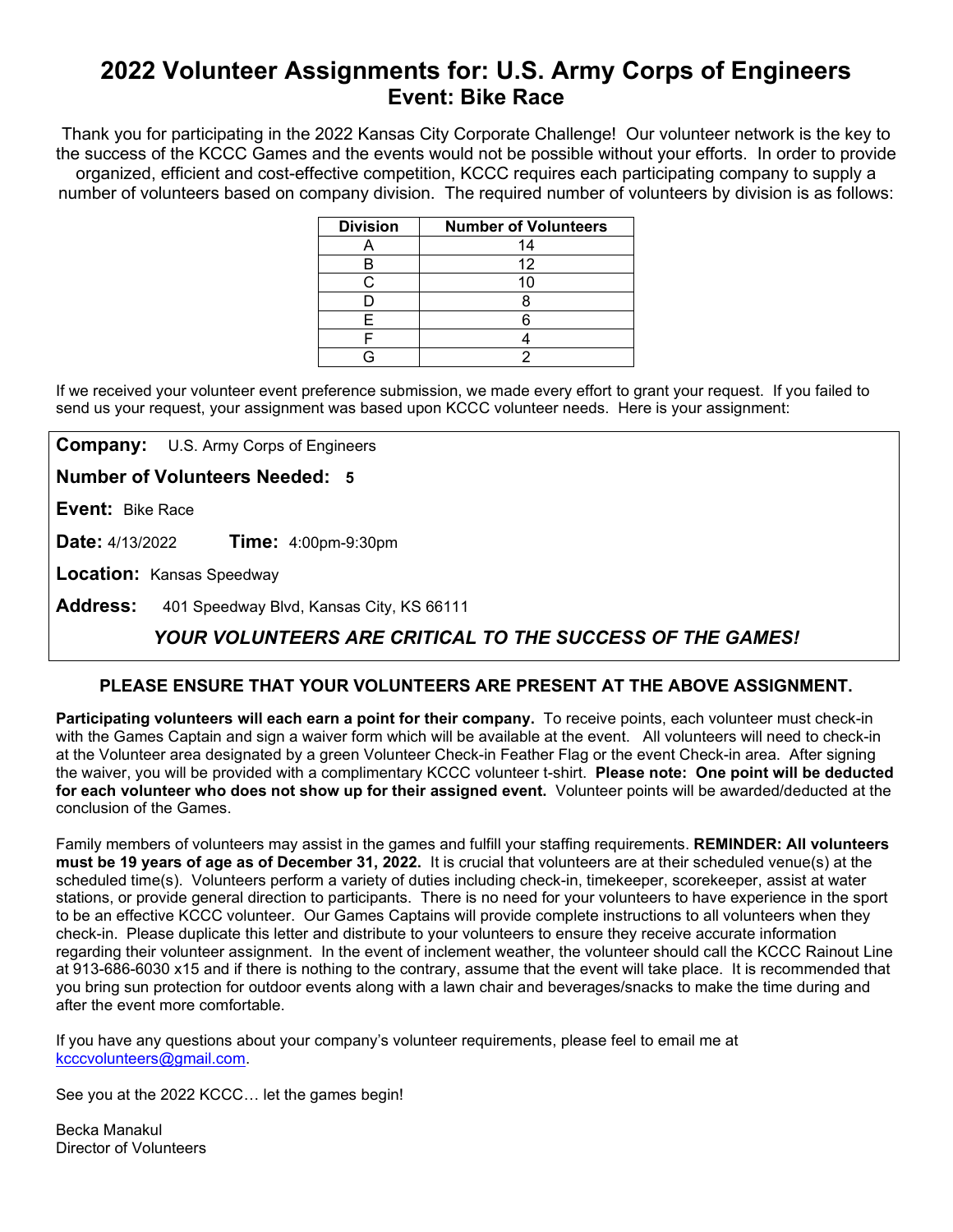# 2022 Volunteer Assignments for: U.S. Army Corps of Engineers

## Event: Bike Race

Thank you for participating in the 2022 Kansas City Corporate Challenge! Our volunteer network is the key to the success of the KCCC Games and the events would not be possible without your efforts. In order to provide organized, efficient and cost-effective competition, KCCC requires each participating company to supply a number of volunteers based on company division. The required number of volunteers by division is as follows:

| Division | Number of Volunteers |
| --- | --- |
| A | 14 |
| B | 12 |
| C | 10 |
| D | 8 |
| E | 6 |
| F | 4 |
| G | 2 |

If we received your volunteer event preference submission, we made every effort to grant your request. If you failed to send us your request, your assignment was based upon KCCC volunteer needs. Here is your assignment:

**Company:** U.S. Army Corps of Engineers

**Number of Volunteers Needed:** **5**

**Event:** Bike Race

**Date:** 4/13/2022 **Time:** 4:00pm-9:30pm

**Location:** Kansas Speedway

**Address:** 401 Speedway Blvd, Kansas City, KS 66111

***YOUR VOLUNTEERS ARE CRITICAL TO THE SUCCESS OF THE GAMES!***

**PLEASE ENSURE THAT YOUR VOLUNTEERS ARE PRESENT AT THE ABOVE ASSIGNMENT.**

**Participating volunteers will each earn a point for their company.** To receive points, each volunteer must check-in with the Games Captain and sign a waiver form which will be available at the event. All volunteers will need to check-in at the Volunteer area designated by a green Volunteer Check-in Feather Flag or the event Check-in area. After signing the waiver, you will be provided with a complimentary KCCC volunteer t-shirt. **Please note: One point will be deducted for each volunteer who does not show up for their assigned event.** Volunteer points will be awarded/deducted at the conclusion of the Games.

Family members of volunteers may assist in the games and fulfill your staffing requirements. **REMINDER: All volunteers must be 19 years of age as of December 31, 2022.** It is crucial that volunteers are at their scheduled venue(s) at the scheduled time(s). Volunteers perform a variety of duties including check-in, timekeeper, scorekeeper, assist at water stations, or provide general direction to participants. There is no need for your volunteers to have experience in the sport to be an effective KCCC volunteer. Our Games Captains will provide complete instructions to all volunteers when they check-in. Please duplicate this letter and distribute to your volunteers to ensure they receive accurate information regarding their volunteer assignment. In the event of inclement weather, the volunteer should call the KCCC Rainout Line at 913-686-6030 x15 and if there is nothing to the contrary, assume that the event will take place. It is recommended that you bring sun protection for outdoor events along with a lawn chair and beverages/snacks to make the time during and after the event more comfortable.

If you have any questions about your company's volunteer requirements, please feel to email me at kcccvolunteers@gmail.com.

See you at the 2022 KCCC… let the games begin!

Becka Manakul
Director of Volunteers